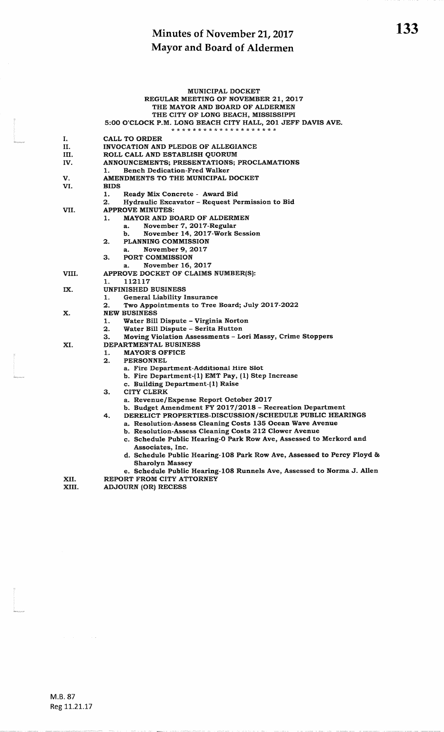# Minutes of November 21, 2017
# Mayor and Board of Aldermen

MUNICIPAL DOCKET
REGULAR MEETING OF NOVEMBER 21, 2017
THE MAYOR AND BOARD OF ALDERMEN
THE CITY OF LONG BEACH, MISSISSIPPI
5:00 O'CLOCK P.M. LONG BEACH CITY HALL, 201 JEFF DAVIS AVE.

* * * * * * * * * * * * * * * * * * * *

I. CALL TO ORDER

II. INVOCATION AND PLEDGE OF ALLEGIANCE

III. ROLL CALL AND ESTABLISH QUORUM

IV. ANNOUNCEMENTS; PRESENTATIONS; PROCLAMATIONS
   1. Bench Dedication-Fred Walker

V. AMENDMENTS TO THE MUNICIPAL DOCKET

VI. BIDS
   1. Ready Mix Concrete - Award Bid
   2. Hydraulic Excavator – Request Permission to Bid

VII. APPROVE MINUTES:
   1. MAYOR AND BOARD OF ALDERMEN
      a. November 7, 2017-Regular
      b. November 14, 2017-Work Session
   2. PLANNING COMMISSION
      a. November 9, 2017
   3. PORT COMMISSION
      a. November 16, 2017

VIII. APPROVE DOCKET OF CLAIMS NUMBER(S):
   1. 112117

IX. UNFINISHED BUSINESS
   1. General Liability Insurance
   2. Two Appointments to Tree Board; July 2017-2022

X. NEW BUSINESS
   1. Water Bill Dispute – Virginia Norton
   2. Water Bill Dispute – Serita Hutton
   3. Moving Violation Assessments – Lori Massy, Crime Stoppers

XI. DEPARTMENTAL BUSINESS
   1. MAYOR'S OFFICE
   2. PERSONNEL
      a. Fire Department-Additional Hire Slot
      b. Fire Department-(1) EMT Pay, (1) Step Increase
      c. Building Department-(1) Raise
   3. CITY CLERK
      a. Revenue/Expense Report October 2017
      b. Budget Amendment FY 2017/2018 – Recreation Department
   4. DERELICT PROPERTIES-DISCUSSION/SCHEDULE PUBLIC HEARINGS
      a. Resolution-Assess Cleaning Costs 135 Ocean Wave Avenue
      b. Resolution-Assess Cleaning Costs 212 Clower Avenue
      c. Schedule Public Hearing-0 Park Row Ave, Assessed to Merkord and Associates, Inc.
      d. Schedule Public Hearing-108 Park Row Ave, Assessed to Percy Floyd & Sharolyn Massey
      e. Schedule Public Hearing-108 Runnels Ave, Assessed to Norma J. Allen

XII. REPORT FROM CITY ATTORNEY

XIII. ADJOURN (OR) RECESS

M.B. 87
Reg 11.21.17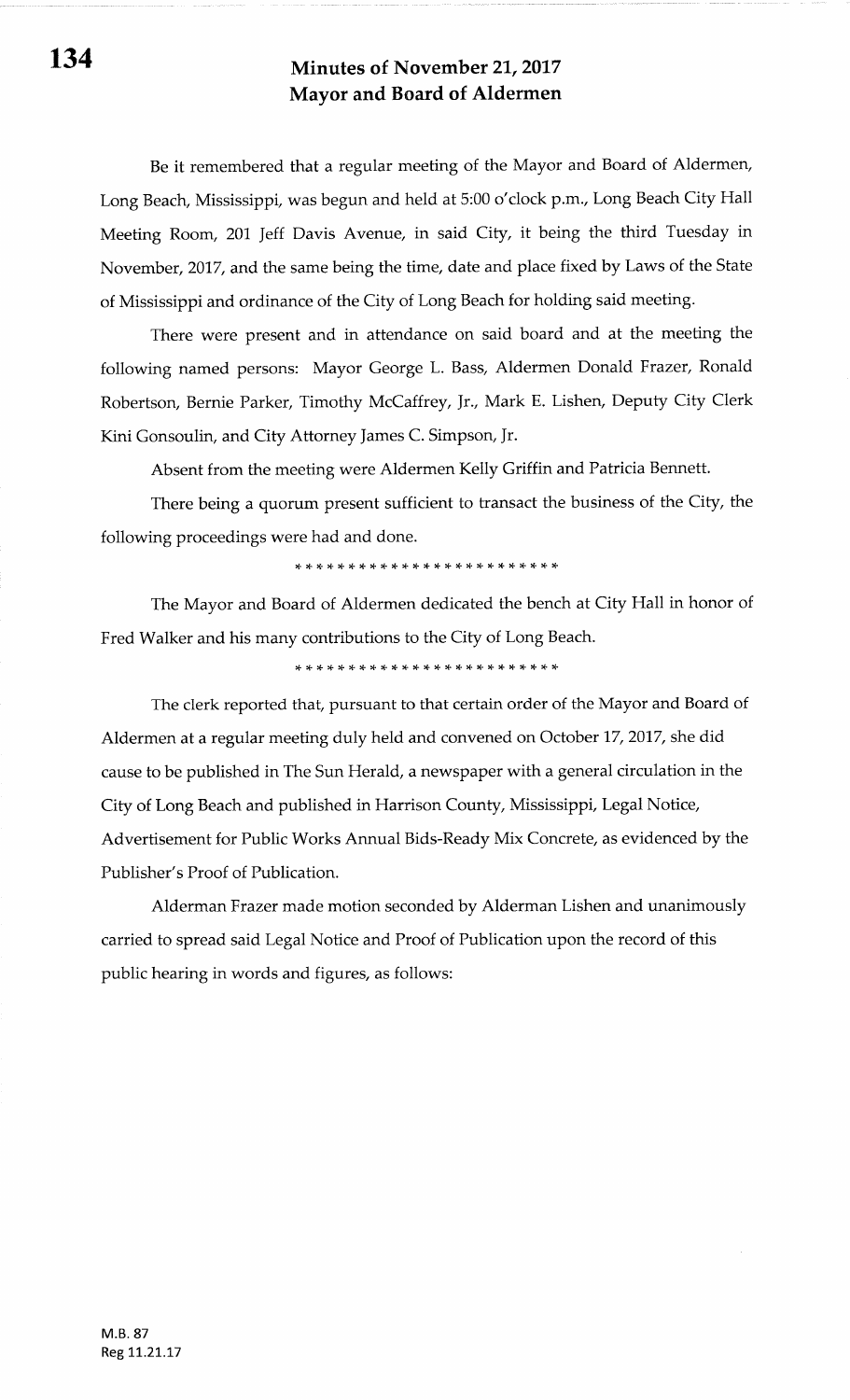# Minutes of November 21, 2017
# Mayor and Board of Aldermen

Be it remembered that a regular meeting of the Mayor and Board of Aldermen, Long Beach, Mississippi, was begun and held at 5:00 o'clock p.m., Long Beach City Hall Meeting Room, 201 Jeff Davis Avenue, in said City, it being the third Tuesday in November, 2017, and the same being the time, date and place fixed by Laws of the State of Mississippi and ordinance of the City of Long Beach for holding said meeting.

There were present and in attendance on said board and at the meeting the following named persons: Mayor George L. Bass, Aldermen Donald Frazer, Ronald Robertson, Bernie Parker, Timothy McCaffrey, Jr., Mark E. Lishen, Deputy City Clerk Kini Gonsoulin, and City Attorney James C. Simpson, Jr.

Absent from the meeting were Aldermen Kelly Griffin and Patricia Bennett.

There being a quorum present sufficient to transact the business of the City, the following proceedings were had and done.

\* \* \* \* \* \* \* \* \* \* \* \* \* \* \* \* \* \* \* \* \* \* \* \* \*

The Mayor and Board of Aldermen dedicated the bench at City Hall in honor of Fred Walker and his many contributions to the City of Long Beach.

\* \* \* \* \* \* \* \* \* \* \* \* \* \* \* \* \* \* \* \* \* \* \* \* \*

The clerk reported that, pursuant to that certain order of the Mayor and Board of Aldermen at a regular meeting duly held and convened on October 17, 2017, she did cause to be published in The Sun Herald, a newspaper with a general circulation in the City of Long Beach and published in Harrison County, Mississippi, Legal Notice, Advertisement for Public Works Annual Bids-Ready Mix Concrete, as evidenced by the Publisher's Proof of Publication.

Alderman Frazer made motion seconded by Alderman Lishen and unanimously carried to spread said Legal Notice and Proof of Publication upon the record of this public hearing in words and figures, as follows:

M.B. 87
Reg 11.21.17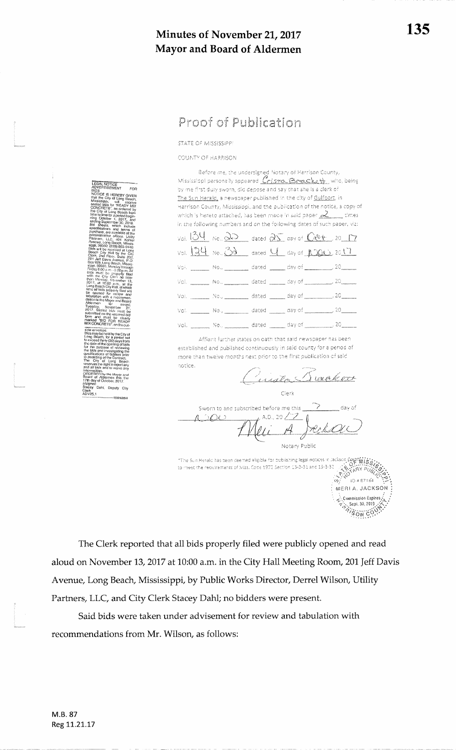# Minutes of November 21, 2017
# Mayor and Board of Aldermen

LEGAL NOTICE
ADVERTISEMENT FOR BIDS
NOTICE IS HEREBY GIVEN that the City of Long Beach, Mississippi, will receive sealed bids for "READY MIX CONCRETE", as ordered by the City of Long Beach from time to time for a period beginning October 1, 2017, and ending September 30, 2018. Bid sheets, which include specifications and terms of purchase, are available at the administrative offices Utility Partners, LLC, 404 Kohler Avenue, Long Beach, Mississippi, 39560, (228) 863-0440. Bids will be received at Long Beach City Hall by the City Clerk, 2nd Floor, Suite 202, 201 Jeff Davis Avenue, P.O. Box 929, Long Beach, Mississippi, 39560, Monday through Friday 8:00 a.m. - 5:00 p.m. All bids must be properly filed with the City Clerk no later than Monday, November 13, 2017, at 10:00 a.m., at the Long Beach City Hall, at which time all bids properly filed will be opened for review and tabulation with a recommendation to the Mayor and Board of Aldermen for award, Tuesday, November 21, 2017. Sealed bids must be submitted on the required bid form and must be clearly marked "BID FOR READY MIX CONCRETE" on the outside envelope.
Bids may be held by the City of Long Beach, for a period not to exceed thirty (30) days from the date of the opening of bids for the purpose of reviewing the bids and investigating the qualifications of bidders prior to awarding of the Contract.
The City of Long Beach reserves the right to reject any and all bids and to waive any informalities.
ORDERED by the Mayor and Board of Aldermen this the 17th day of October, 2017.
s/signed
Stacey Dahl, Deputy City Clerk
ADV25,1
1595264

## Proof of Publication

STATE OF MISSISSIPPI

COUNTY OF HARRISON

Before me, the undersigned Notary of Harrison County, Mississippi personally appeared Crista Brackett, who, being by me first duly sworn, did depose and say that she is a clerk of The Sun Herald, a newspaper published in the city of Gulfport, in Harrison County, Mississippi, and the publication of the notice, a copy of which is hereto attached, has been made in said paper 2 times in the following numbers and on the following dates of such paper, viz:

Vol. 134 No. 22 dated 25 day of Oct, 2017
Vol. 134 No. 32 dated 4 day of Nov, 2017
Vol. ____ No. ____ dated ____ day of ________, 20____
Vol. ____ No. ____ dated ____ day of ________, 20____
Vol. ____ No. ____ dated ____ day of ________, 20____
Vol. ____ No. ____ dated ____ day of ________, 20____
Vol. ____ No. ____ dated ____ day of ________, 20____

Affiant further states on oath that said newspaper has been established and published continuously in said county for a period of more than twelve months next prior to the first publication of said notice.

Crista Brackett
Clerk

Sworn to and subscribed before me this 7 day of Nov, A.D., 2017

Meri A Jackson
Notary Public

*The Sun Herald has been deemed eligible for publishing legal notices in Jackson County to meet the requirements of Miss. Code 1972 Section 13-3-31 and 13-3-32

STATE OF MISSISSIPPI NOTARY PUBLIC ID # 87164 MERI A. JACKSON Commission Expires Sept. 30, 2019 HARRISON COUNTY

The Clerk reported that all bids properly filed were publicly opened and read aloud on November 13, 2017 at 10:00 a.m. in the City Hall Meeting Room, 201 Jeff Davis Avenue, Long Beach, Mississippi, by Public Works Director, Derrel Wilson, Utility Partners, LLC, and City Clerk Stacey Dahl; no bidders were present.

Said bids were taken under advisement for review and tabulation with recommendations from Mr. Wilson, as follows:

M.B. 87
Reg 11.21.17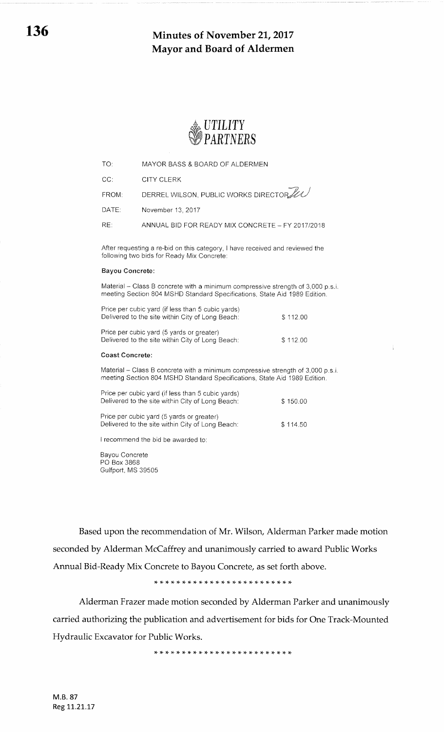# Minutes of November 21, 2017
# Mayor and Board of Aldermen

**UTILITY PARTNERS**

TO: MAYOR BASS & BOARD OF ALDERMEN

CC: CITY CLERK

FROM: DERREL WILSON, PUBLIC WORKS DIRECTOR

DATE: November 13, 2017

RE: ANNUAL BID FOR READY MIX CONCRETE – FY 2017/2018

After requesting a re-bid on this category, I have received and reviewed the following two bids for Ready Mix Concrete:

**Bayou Concrete:**

Material – Class B concrete with a minimum compressive strength of 3,000 p.s.i. meeting Section 804 MSHD Standard Specifications, State Aid 1989 Edition.

| | |
|---|---|
| Price per cubic yard (if less than 5 cubic yards) Delivered to the site within City of Long Beach: | $ 112.00 |
| Price per cubic yard (5 cubic yards or greater) Delivered to the site within City of Long Beach: | $ 112.00 |

**Coast Concrete:**

Material – Class B concrete with a minimum compressive strength of 3,000 p.s.i. meeting Section 804 MSHD Standard Specifications, State Aid 1989 Edition.

| | |
|---|---|
| Price per cubic yard (if less than 5 cubic yards) Delivered to the site within City of Long Beach: | $ 150.00 |
| Price per cubic yard (5 yards or greater) Delivered to the site within City of Long Beach: | $ 114.50 |

I recommend the bid be awarded to:

Bayou Concrete
PO Box 3868
Gulfport, MS 39505

Based upon the recommendation of Mr. Wilson, Alderman Parker made motion seconded by Alderman McCaffrey and unanimously carried to award Public Works Annual Bid-Ready Mix Concrete to Bayou Concrete, as set forth above.

*************************

Alderman Frazer made motion seconded by Alderman Parker and unanimously carried authorizing the publication and advertisement for bids for One Track-Mounted Hydraulic Excavator for Public Works.

*************************

M.B. 87
Reg 11.21.17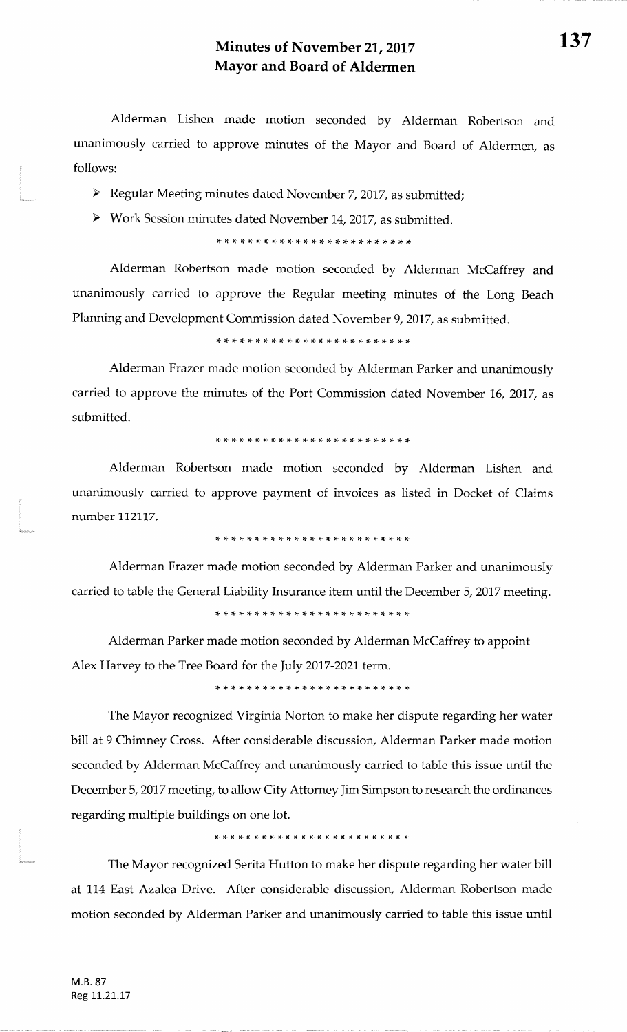## Minutes of November 21, 2017
## Mayor and Board of Aldermen

Alderman Lishen made motion seconded by Alderman Robertson and unanimously carried to approve minutes of the Mayor and Board of Aldermen, as follows:

- Regular Meeting minutes dated November 7, 2017, as submitted;
- Work Session minutes dated November 14, 2017, as submitted.

*************************

Alderman Robertson made motion seconded by Alderman McCaffrey and unanimously carried to approve the Regular meeting minutes of the Long Beach Planning and Development Commission dated November 9, 2017, as submitted.

*************************

Alderman Frazer made motion seconded by Alderman Parker and unanimously carried to approve the minutes of the Port Commission dated November 16, 2017, as submitted.

*************************

Alderman Robertson made motion seconded by Alderman Lishen and unanimously carried to approve payment of invoices as listed in Docket of Claims number 112117.

*************************

Alderman Frazer made motion seconded by Alderman Parker and unanimously carried to table the General Liability Insurance item until the December 5, 2017 meeting.

*************************

Alderman Parker made motion seconded by Alderman McCaffrey to appoint Alex Harvey to the Tree Board for the July 2017-2021 term.

*************************

The Mayor recognized Virginia Norton to make her dispute regarding her water bill at 9 Chimney Cross. After considerable discussion, Alderman Parker made motion seconded by Alderman McCaffrey and unanimously carried to table this issue until the December 5, 2017 meeting, to allow City Attorney Jim Simpson to research the ordinances regarding multiple buildings on one lot.

*************************

The Mayor recognized Serita Hutton to make her dispute regarding her water bill at 114 East Azalea Drive. After considerable discussion, Alderman Robertson made motion seconded by Alderman Parker and unanimously carried to table this issue until

M.B. 87
Reg 11.21.17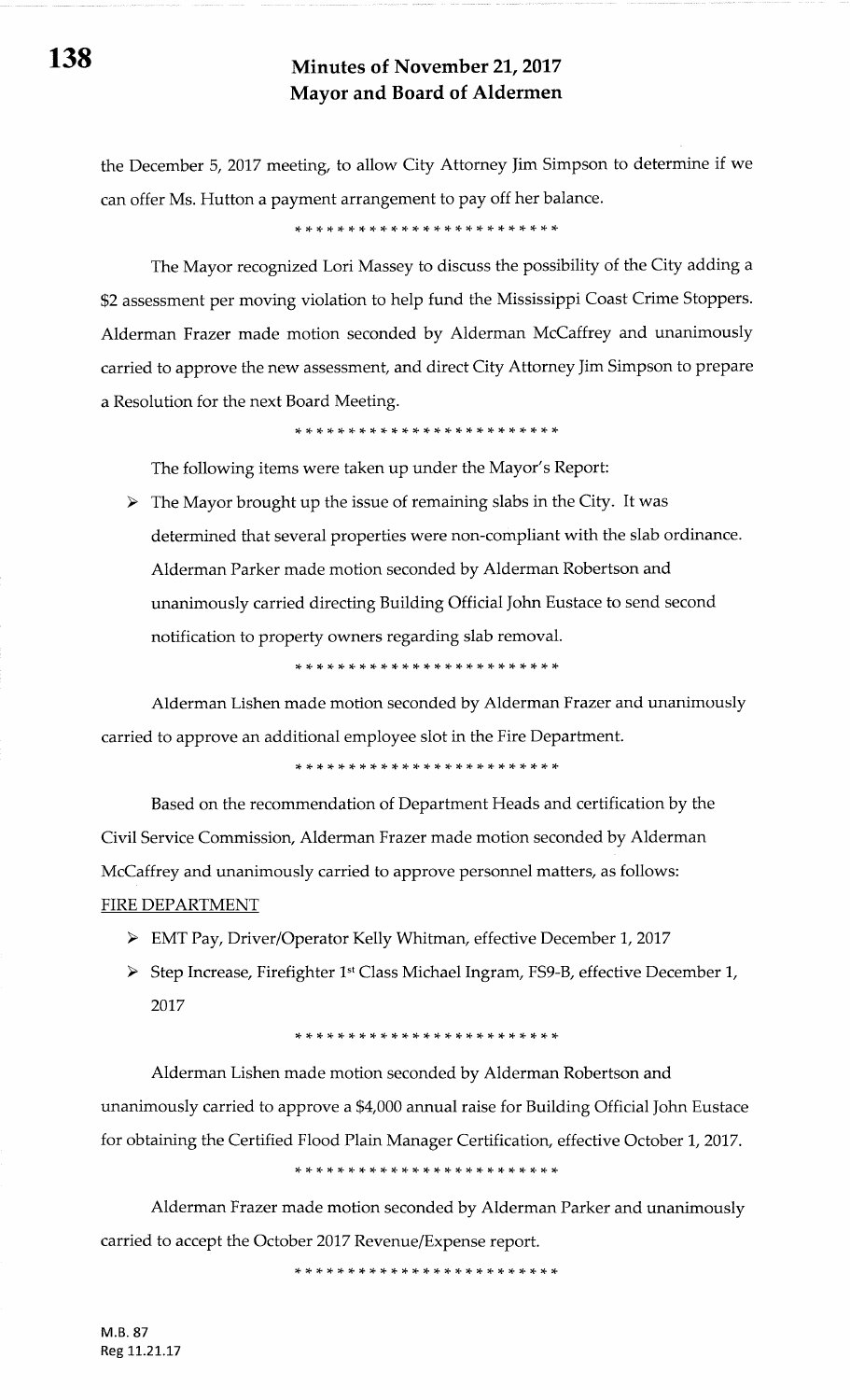the December 5, 2017 meeting, to allow City Attorney Jim Simpson to determine if we can offer Ms. Hutton a payment arrangement to pay off her balance.

*************************

The Mayor recognized Lori Massey to discuss the possibility of the City adding a $2 assessment per moving violation to help fund the Mississippi Coast Crime Stoppers. Alderman Frazer made motion seconded by Alderman McCaffrey and unanimously carried to approve the new assessment, and direct City Attorney Jim Simpson to prepare a Resolution for the next Board Meeting.

*************************

The following items were taken up under the Mayor's Report:

- The Mayor brought up the issue of remaining slabs in the City. It was determined that several properties were non-compliant with the slab ordinance. Alderman Parker made motion seconded by Alderman Robertson and unanimously carried directing Building Official John Eustace to send second notification to property owners regarding slab removal.

*************************

Alderman Lishen made motion seconded by Alderman Frazer and unanimously carried to approve an additional employee slot in the Fire Department.

*************************

Based on the recommendation of Department Heads and certification by the Civil Service Commission, Alderman Frazer made motion seconded by Alderman McCaffrey and unanimously carried to approve personnel matters, as follows:

FIRE DEPARTMENT

- EMT Pay, Driver/Operator Kelly Whitman, effective December 1, 2017
- Step Increase, Firefighter 1st Class Michael Ingram, FS9-B, effective December 1, 2017

*************************

Alderman Lishen made motion seconded by Alderman Robertson and unanimously carried to approve a $4,000 annual raise for Building Official John Eustace for obtaining the Certified Flood Plain Manager Certification, effective October 1, 2017.

*************************

Alderman Frazer made motion seconded by Alderman Parker and unanimously carried to accept the October 2017 Revenue/Expense report.

*************************

M.B. 87
Reg 11.21.17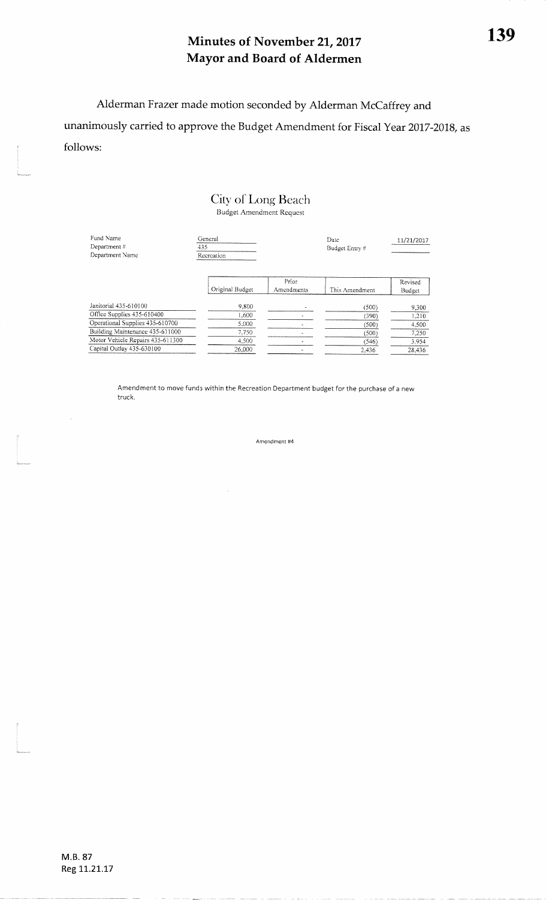# Minutes of November 21, 2017
# Mayor and Board of Aldermen

Alderman Frazer made motion seconded by Alderman McCaffrey and unanimously carried to approve the Budget Amendment for Fiscal Year 2017-2018, as follows:

## City of Long Beach

Budget Amendment Request

| | | | |
|---|---|---|---|
| Fund Name | General | Date | 11/21/2017 |
| Department # | 435 | Budget Entry # | |
| Department Name | Recreation | | |

| | Original Budget | Prior Amendments | This Amendment | Revised Budget |
|---|---|---|---|---|
| Janitorial 435-610100 | 9,800 | - | (500) | 9,300 |
| Office Supplies 435-610400 | 1,600 | - | (390) | 1,210 |
| Operational Supplies 435-610700 | 5,000 | - | (500) | 4,500 |
| Building Maintenance 435-611000 | 7,750 | - | (500) | 7,250 |
| Motor Vehicle Repairs 435-611300 | 4,500 | - | (546) | 3,954 |
| Capital Outlay 435-630100 | 26,000 | - | 2,436 | 28,436 |

Amendment to move funds within the Recreation Department budget for the purchase of a new truck.

Amendment #4

M.B. 87
Reg 11.21.17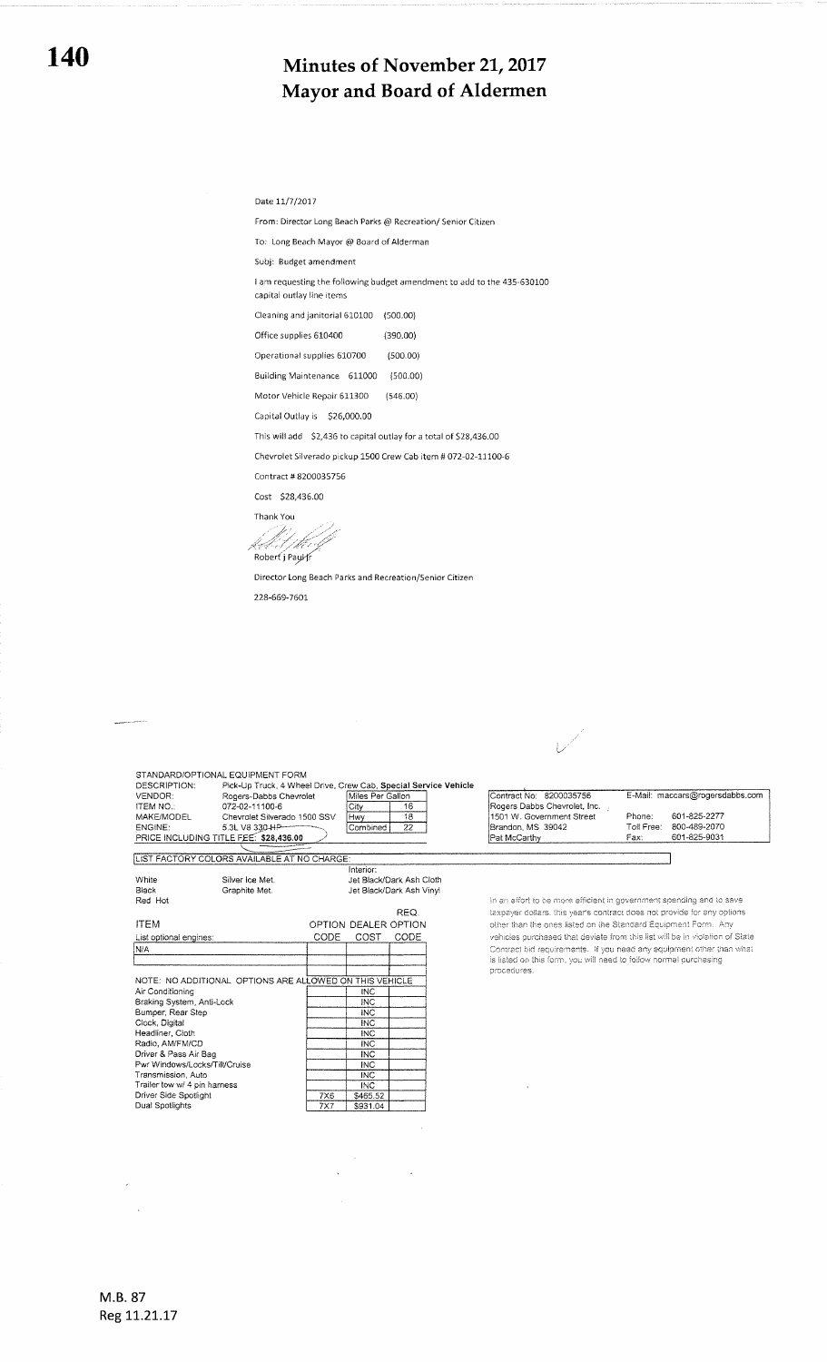# Minutes of November 21, 2017
# Mayor and Board of Aldermen

Date 11/7/2017

From: Director Long Beach Parks @ Recreation/ Senior Citizen

To: Long Beach Mayor @ Board of Alderman

Subj: Budget amendment

I am requesting the following budget amendment to add to the 435-630100 capital outlay line items

Cleaning and janitorial 610100 (500.00)

Office supplies 610400 (390.00)

Operational supplies 610700 (500.00)

Building Maintenance 611000 (500.00)

Motor Vehicle Repair 611300 (546.00)

Capital Outlay is $26,000.00

This will add $2,436 to capital outlay for a total of $28,436.00

Chevrolet Silverado pickup 1500 Crew Cab item # 072-02-11100-6

Contract # 8200035756

Cost $28,436.00

Thank You

Robert J Paul Jr

Director Long Beach Parks and Recreation/Senior Citizen

228-669-7601

STANDARD/OPTIONAL EQUIPMENT FORM

| | | | |
|---|---|---|---|
| DESCRIPTION: | Pick-Up Truck, 4 Wheel Drive, Crew Cab, **Special Service Vehicle** | | |
| VENDOR: | Rogers-Dabbs Chevrolet | Miles Per Gallon | |
| ITEM NO.: | 072-02-11100-6 | City | 16 |
| MAKE/MODEL | Chevrolet Silverado 1500 SSV | Hwy | 18 |
| ENGINE: | 5.3L V8 330 HP | Combined | 22 |
| PRICE INCLUDING TITLE FEE: | **$28,436.00** | | |

Contract No: 8200035756
Rogers Dabbs Chevrolet, Inc.
1501 W. Government Street
Brandon, MS 39042
Pat McCarthy

E-Mail: maccars@rogersdabbs.com
Phone: 601-825-2277
Toll Free: 800-489-2070
Fax: 601-825-9031

LIST FACTORY COLORS AVAILABLE AT NO CHARGE:

| Exterior | | Interior: |
|---|---|---|
| White | Silver Ice Met. | Jet Black/Dark Ash Cloth |
| Black | Graphite Met. | Jet Black/Dark Ash Vinyl |
| Red Hot | | |

| ITEM | OPTION CODE | DEALER COST | REQ. OPTION CODE |
|---|---|---|---|
| List optional engines: | | | |
| N/A | | | |
| NOTE: NO ADDITIONAL OPTIONS ARE ALLOWED ON THIS VEHICLE | | | |
| Air Conditioning | | INC | |
| Braking System, Anti-Lock | | INC | |
| Bumper, Rear Step | | INC | |
| Clock, Digital | | INC | |
| Headliner, Cloth | | INC | |
| Radio, AM/FM/CD | | INC | |
| Driver & Pass Air Bag | | INC | |
| Pwr Windows/Locks/Tilt/Cruise | | INC | |
| Transmission, Auto | | INC | |
| Trailer tow w/ 4 pin harness | | INC | |
| Driver Side Spotlight | 7X6 | $465.52 | |
| Dual Spotlights | 7X7 | $931.04 | |

In an effort to be more efficient in government spending and to save taxpayer dollars, this year's contract does not provide for any options other than the ones listed on the Standard Equipment Form. Any vehicles purchased that deviate from this list will be in violation of State Contract bid requirements. If you need any equipment other than what is listed on this form, you will need to follow normal purchasing procedures.

M.B. 87
Reg 11.21.17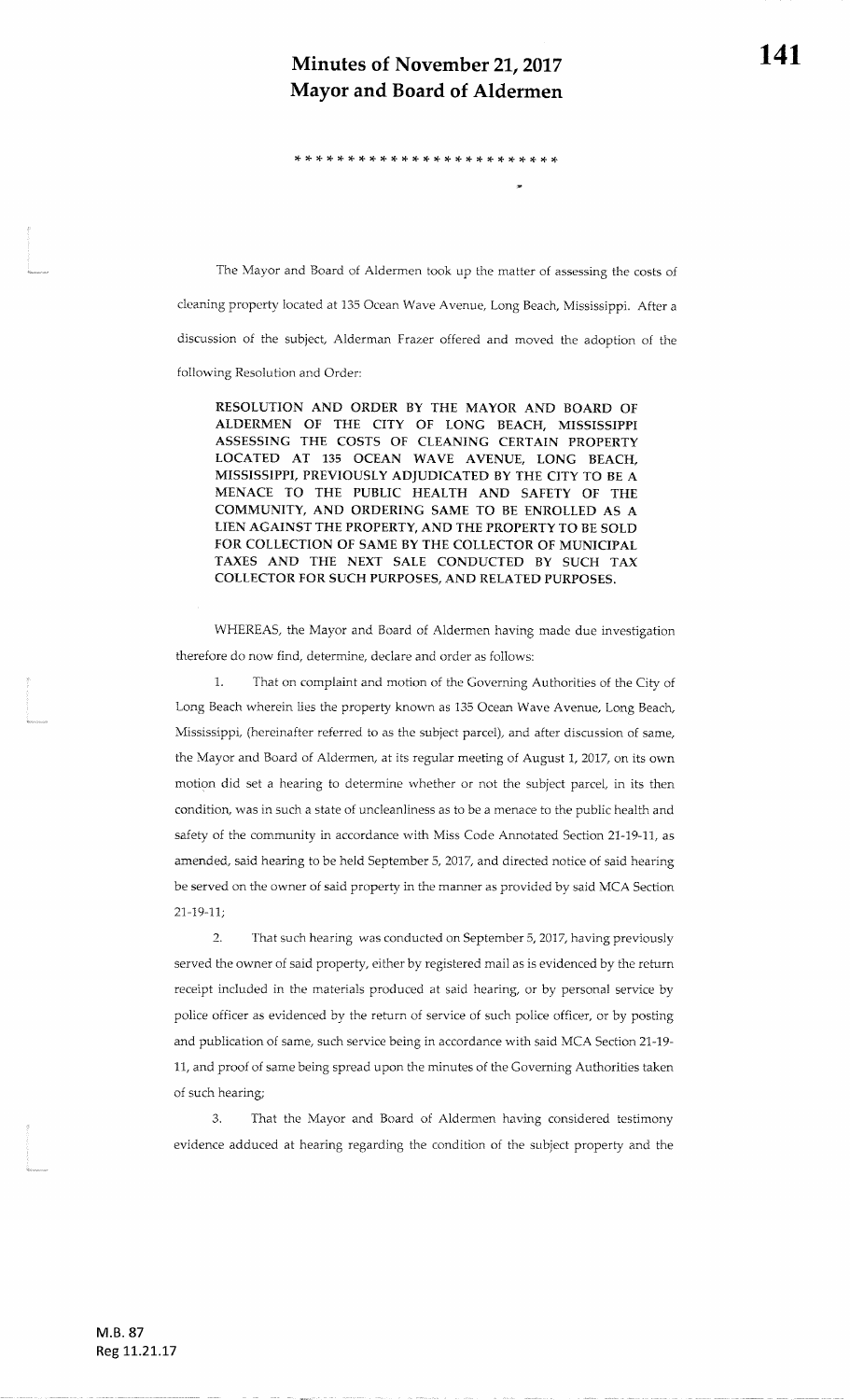The Mayor and Board of Aldermen took up the matter of assessing the costs of cleaning property located at 135 Ocean Wave Avenue, Long Beach, Mississippi. After a discussion of the subject, Alderman Frazer offered and moved the adoption of the following Resolution and Order:

**RESOLUTION AND ORDER BY THE MAYOR AND BOARD OF ALDERMEN OF THE CITY OF LONG BEACH, MISSISSIPPI ASSESSING THE COSTS OF CLEANING CERTAIN PROPERTY LOCATED AT 135 OCEAN WAVE AVENUE, LONG BEACH, MISSISSIPPI, PREVIOUSLY ADJUDICATED BY THE CITY TO BE A MENACE TO THE PUBLIC HEALTH AND SAFETY OF THE COMMUNITY, AND ORDERING SAME TO BE ENROLLED AS A LIEN AGAINST THE PROPERTY, AND THE PROPERTY TO BE SOLD FOR COLLECTION OF SAME BY THE COLLECTOR OF MUNICIPAL TAXES AND THE NEXT SALE CONDUCTED BY SUCH TAX COLLECTOR FOR SUCH PURPOSES, AND RELATED PURPOSES.**

WHEREAS, the Mayor and Board of Aldermen having made due investigation therefore do now find, determine, declare and order as follows:

1. That on complaint and motion of the Governing Authorities of the City of Long Beach wherein lies the property known as 135 Ocean Wave Avenue, Long Beach, Mississippi, (hereinafter referred to as the subject parcel), and after discussion of same, the Mayor and Board of Aldermen, at its regular meeting of August 1, 2017, on its own motion did set a hearing to determine whether or not the subject parcel, in its then condition, was in such a state of uncleanliness as to be a menace to the public health and safety of the community in accordance with Miss Code Annotated Section 21-19-11, as amended, said hearing to be held September 5, 2017, and directed notice of said hearing be served on the owner of said property in the manner as provided by said MCA Section 21-19-11;

2. That such hearing was conducted on September 5, 2017, having previously served the owner of said property, either by registered mail as is evidenced by the return receipt included in the materials produced at said hearing, or by personal service by police officer as evidenced by the return of service of such police officer, or by posting and publication of same, such service being in accordance with said MCA Section 21-19-11, and proof of same being spread upon the minutes of the Governing Authorities taken of such hearing;

3. That the Mayor and Board of Aldermen having considered testimony evidence adduced at hearing regarding the condition of the subject property and the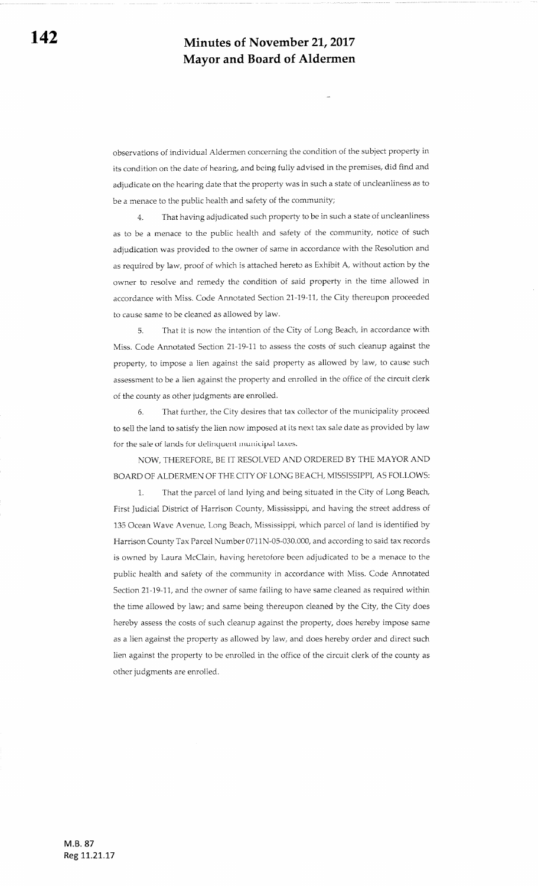observations of individual Aldermen concerning the condition of the subject property in its condition on the date of hearing, and being fully advised in the premises, did find and adjudicate on the hearing date that the property was in such a state of uncleanliness as to be a menace to the public health and safety of the community;

4. That having adjudicated such property to be in such a state of uncleanliness as to be a menace to the public health and safety of the community, notice of such adjudication was provided to the owner of same in accordance with the Resolution and as required by law, proof of which is attached hereto as Exhibit A, without action by the owner to resolve and remedy the condition of said property in the time allowed in accordance with Miss. Code Annotated Section 21-19-11, the City thereupon proceeded to cause same to be cleaned as allowed by law.

5. That it is now the intention of the City of Long Beach, in accordance with Miss. Code Annotated Section 21-19-11 to assess the costs of such cleanup against the property, to impose a lien against the said property as allowed by law, to cause such assessment to be a lien against the property and enrolled in the office of the circuit clerk of the county as other judgments are enrolled.

6. That further, the City desires that tax collector of the municipality proceed to sell the land to satisfy the lien now imposed at its next tax sale date as provided by law for the sale of lands for delinquent municipal taxes.

NOW, THEREFORE, BE IT RESOLVED AND ORDERED BY THE MAYOR AND BOARD OF ALDERMEN OF THE CITY OF LONG BEACH, MISSISSIPPI, AS FOLLOWS:

1. That the parcel of land lying and being situated in the City of Long Beach, First Judicial District of Harrison County, Mississippi, and having the street address of 135 Ocean Wave Avenue, Long Beach, Mississippi, which parcel of land is identified by Harrison County Tax Parcel Number 0711N-05-030.000, and according to said tax records is owned by Laura McClain, having heretofore been adjudicated to be a menace to the public health and safety of the community in accordance with Miss. Code Annotated Section 21-19-11, and the owner of same failing to have same cleaned as required within the time allowed by law; and same being thereupon cleaned by the City, the City does hereby assess the costs of such cleanup against the property, does hereby impose same as a lien against the property as allowed by law, and does hereby order and direct such lien against the property to be enrolled in the office of the circuit clerk of the county as other judgments are enrolled.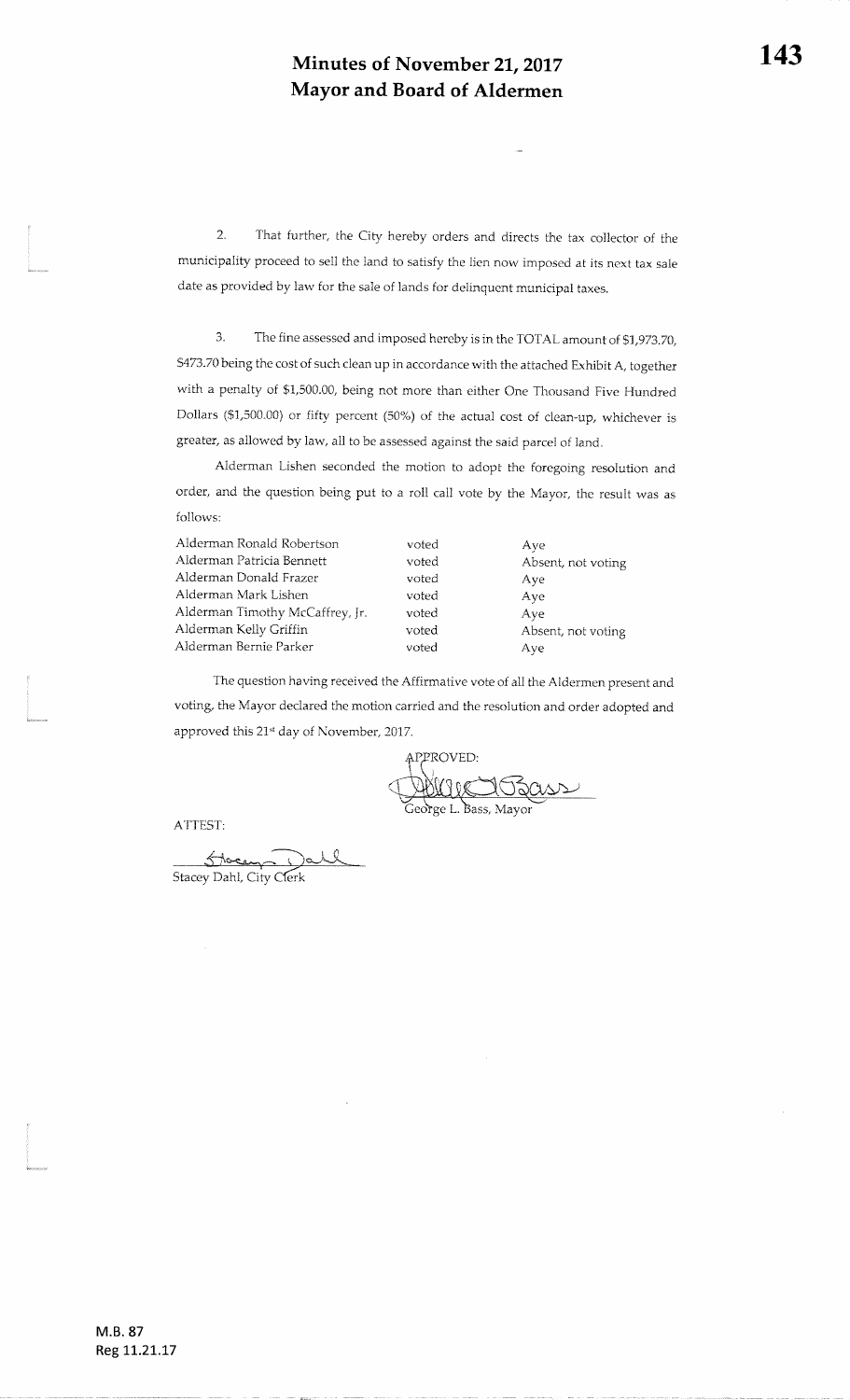# Minutes of November 21, 2017
# Mayor and Board of Aldermen

2. That further, the City hereby orders and directs the tax collector of the municipality proceed to sell the land to satisfy the lien now imposed at its next tax sale date as provided by law for the sale of lands for delinquent municipal taxes.

3. The fine assessed and imposed hereby is in the TOTAL amount of $1,973.70, $473.70 being the cost of such clean up in accordance with the attached Exhibit A, together with a penalty of $1,500.00, being not more than either One Thousand Five Hundred Dollars ($1,500.00) or fifty percent (50%) of the actual cost of clean-up, whichever is greater, as allowed by law, all to be assessed against the said parcel of land.

Alderman Lishen seconded the motion to adopt the foregoing resolution and order, and the question being put to a roll call vote by the Mayor, the result was as follows:

| | | |
|---|---|---|
| Alderman Ronald Robertson | voted | Aye |
| Alderman Patricia Bennett | voted | Absent, not voting |
| Alderman Donald Frazer | voted | Aye |
| Alderman Mark Lishen | voted | Aye |
| Alderman Timothy McCaffrey, Jr. | voted | Aye |
| Alderman Kelly Griffin | voted | Absent, not voting |
| Alderman Bernie Parker | voted | Aye |

The question having received the Affirmative vote of all the Aldermen present and voting, the Mayor declared the motion carried and the resolution and order adopted and approved this 21st day of November, 2017.

APPROVED:

George L. Bass, Mayor

ATTEST:

Stacey Dahl, City Clerk

M.B. 87
Reg 11.21.17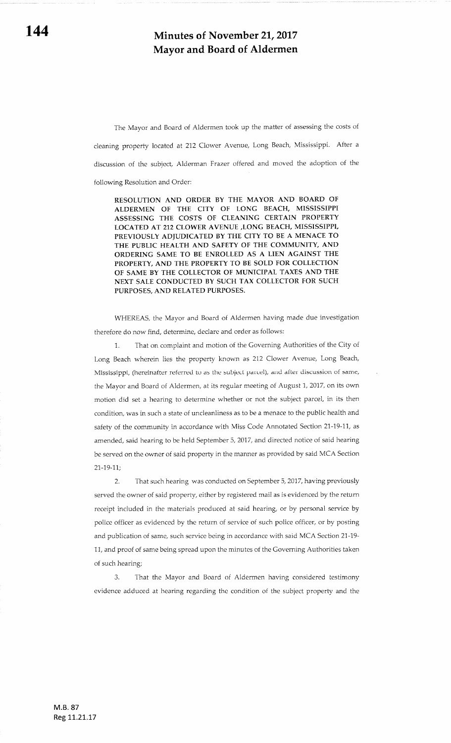# Minutes of November 21, 2017
# Mayor and Board of Aldermen

The Mayor and Board of Aldermen took up the matter of assessing the costs of cleaning property located at 212 Clower Avenue, Long Beach, Mississippi. After a discussion of the subject, Alderman Frazer offered and moved the adoption of the following Resolution and Order:

**RESOLUTION AND ORDER BY THE MAYOR AND BOARD OF ALDERMEN OF THE CITY OF LONG BEACH, MISSISSIPPI ASSESSING THE COSTS OF CLEANING CERTAIN PROPERTY LOCATED AT 212 CLOWER AVENUE ,LONG BEACH, MISSISSIPPI, PREVIOUSLY ADJUDICATED BY THE CITY TO BE A MENACE TO THE PUBLIC HEALTH AND SAFETY OF THE COMMUNITY, AND ORDERING SAME TO BE ENROLLED AS A LIEN AGAINST THE PROPERTY, AND THE PROPERTY TO BE SOLD FOR COLLECTION OF SAME BY THE COLLECTOR OF MUNICIPAL TAXES AND THE NEXT SALE CONDUCTED BY SUCH TAX COLLECTOR FOR SUCH PURPOSES, AND RELATED PURPOSES.**

WHEREAS, the Mayor and Board of Aldermen having made due investigation therefore do now find, determine, declare and order as follows:

1. That on complaint and motion of the Governing Authorities of the City of Long Beach wherein lies the property known as 212 Clower Avenue, Long Beach, Mississippi, (hereinafter referred to as the subject parcel), and after discussion of same, the Mayor and Board of Aldermen, at its regular meeting of August 1, 2017, on its own motion did set a hearing to determine whether or not the subject parcel, in its then condition, was in such a state of uncleanliness as to be a menace to the public health and safety of the community in accordance with Miss Code Annotated Section 21-19-11, as amended, said hearing to be held September 5, 2017, and directed notice of said hearing be served on the owner of said property in the manner as provided by said MCA Section 21-19-11;

2. That such hearing was conducted on September 5, 2017, having previously served the owner of said property, either by registered mail as is evidenced by the return receipt included in the materials produced at said hearing, or by personal service by police officer as evidenced by the return of service of such police officer, or by posting and publication of same, such service being in accordance with said MCA Section 21-19-11, and proof of same being spread upon the minutes of the Governing Authorities taken of such hearing;

3. That the Mayor and Board of Aldermen having considered testimony evidence adduced at hearing regarding the condition of the subject property and the

M.B. 87
Reg 11.21.17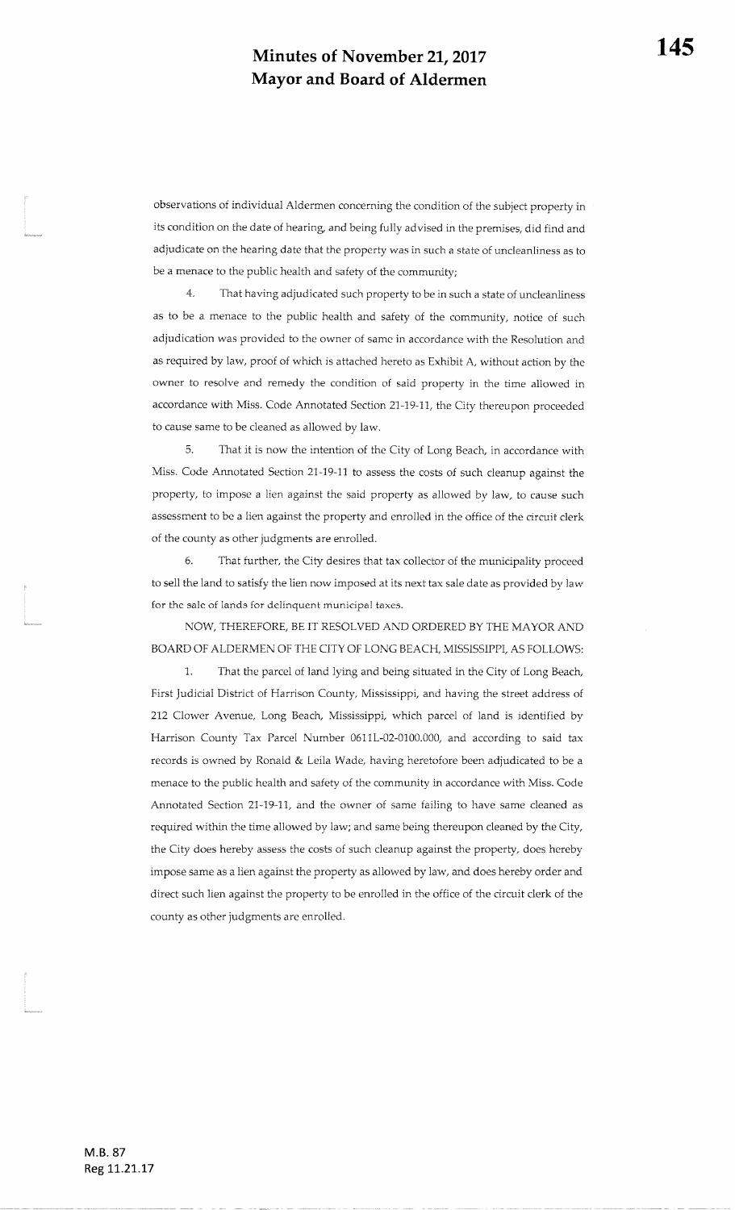observations of individual Aldermen concerning the condition of the subject property in its condition on the date of hearing, and being fully advised in the premises, did find and adjudicate on the hearing date that the property was in such a state of uncleanliness as to be a menace to the public health and safety of the community;

4. That having adjudicated such property to be in such a state of uncleanliness as to be a menace to the public health and safety of the community, notice of such adjudication was provided to the owner of same in accordance with the Resolution and as required by law, proof of which is attached hereto as Exhibit A, without action by the owner to resolve and remedy the condition of said property in the time allowed in accordance with Miss. Code Annotated Section 21-19-11, the City thereupon proceeded to cause same to be cleaned as allowed by law.

5. That it is now the intention of the City of Long Beach, in accordance with Miss. Code Annotated Section 21-19-11 to assess the costs of such cleanup against the property, to impose a lien against the said property as allowed by law, to cause such assessment to be a lien against the property and enrolled in the office of the circuit clerk of the county as other judgments are enrolled.

6. That further, the City desires that tax collector of the municipality proceed to sell the land to satisfy the lien now imposed at its next tax sale date as provided by law for the sale of lands for delinquent municipal taxes.

NOW, THEREFORE, BE IT RESOLVED AND ORDERED BY THE MAYOR AND BOARD OF ALDERMEN OF THE CITY OF LONG BEACH, MISSISSIPPI, AS FOLLOWS:

1. That the parcel of land lying and being situated in the City of Long Beach, First Judicial District of Harrison County, Mississippi, and having the street address of 212 Clower Avenue, Long Beach, Mississippi, which parcel of land is identified by Harrison County Tax Parcel Number 0611L-02-0100.000, and according to said tax records is owned by Ronald & Leila Wade, having heretofore been adjudicated to be a menace to the public health and safety of the community in accordance with Miss. Code Annotated Section 21-19-11, and the owner of same failing to have same cleaned as required within the time allowed by law; and same being thereupon cleaned by the City, the City does hereby assess the costs of such cleanup against the property, does hereby impose same as a lien against the property as allowed by law, and does hereby order and direct such lien against the property to be enrolled in the office of the circuit clerk of the county as other judgments are enrolled.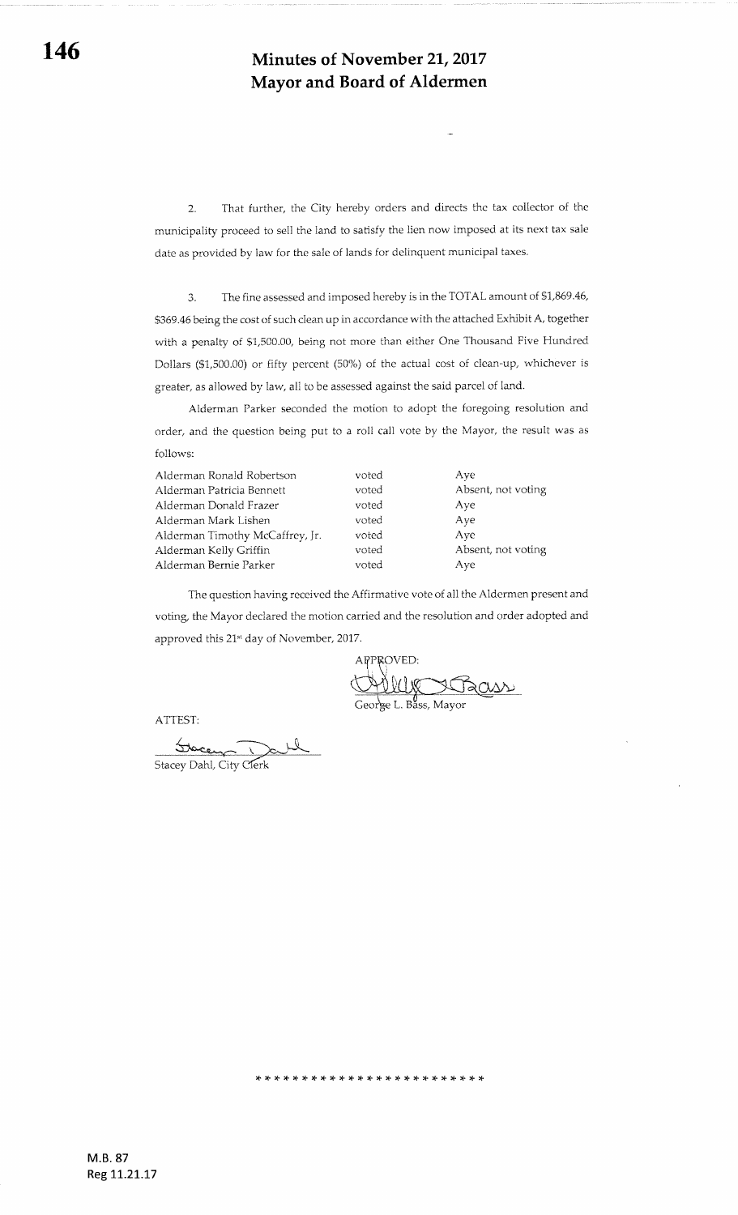# Minutes of November 21, 2017
# Mayor and Board of Aldermen

2. That further, the City hereby orders and directs the tax collector of the municipality proceed to sell the land to satisfy the lien now imposed at its next tax sale date as provided by law for the sale of lands for delinquent municipal taxes.

3. The fine assessed and imposed hereby is in the TOTAL amount of $1,869.46, $369.46 being the cost of such clean up in accordance with the attached Exhibit A, together with a penalty of $1,500.00, being not more than either One Thousand Five Hundred Dollars ($1,500.00) or fifty percent (50%) of the actual cost of clean-up, whichever is greater, as allowed by law, all to be assessed against the said parcel of land.

Alderman Parker seconded the motion to adopt the foregoing resolution and order, and the question being put to a roll call vote by the Mayor, the result was as follows:

| | | |
|---|---|---|
| Alderman Ronald Robertson | voted | Aye |
| Alderman Patricia Bennett | voted | Absent, not voting |
| Alderman Donald Frazer | voted | Aye |
| Alderman Mark Lishen | voted | Aye |
| Alderman Timothy McCaffrey, Jr. | voted | Aye |
| Alderman Kelly Griffin | voted | Absent, not voting |
| Alderman Bernie Parker | voted | Aye |

The question having received the Affirmative vote of all the Aldermen present and voting, the Mayor declared the motion carried and the resolution and order adopted and approved this 21st day of November, 2017.

APPROVED:

George L. Bass, Mayor

ATTEST:

Stacey Dahl, City Clerk

* * * * * * * * * * * * * * * * * * * * * * *

M.B. 87
Reg 11.21.17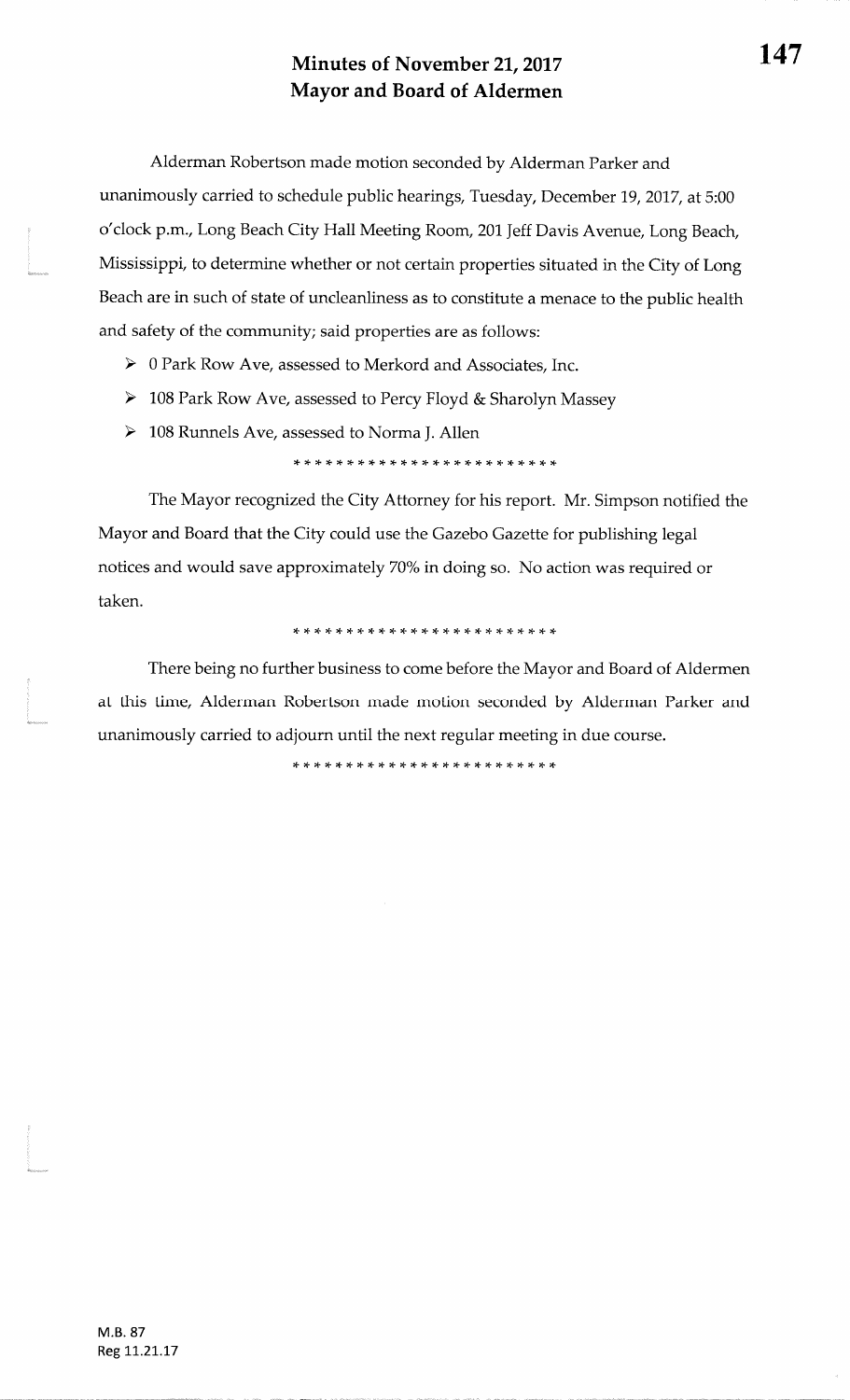# Minutes of November 21, 2017
# Mayor and Board of Aldermen

Alderman Robertson made motion seconded by Alderman Parker and unanimously carried to schedule public hearings, Tuesday, December 19, 2017, at 5:00 o'clock p.m., Long Beach City Hall Meeting Room, 201 Jeff Davis Avenue, Long Beach, Mississippi, to determine whether or not certain properties situated in the City of Long Beach are in such of state of uncleanliness as to constitute a menace to the public health and safety of the community; said properties are as follows:

- 0 Park Row Ave, assessed to Merkord and Associates, Inc.
- 108 Park Row Ave, assessed to Percy Floyd & Sharolyn Massey
- 108 Runnels Ave, assessed to Norma J. Allen

*************************

The Mayor recognized the City Attorney for his report. Mr. Simpson notified the Mayor and Board that the City could use the Gazebo Gazette for publishing legal notices and would save approximately 70% in doing so. No action was required or taken.

*************************

There being no further business to come before the Mayor and Board of Aldermen at this time, Alderman Robertson made motion seconded by Alderman Parker and unanimously carried to adjourn until the next regular meeting in due course.

*************************

M.B. 87
Reg 11.21.17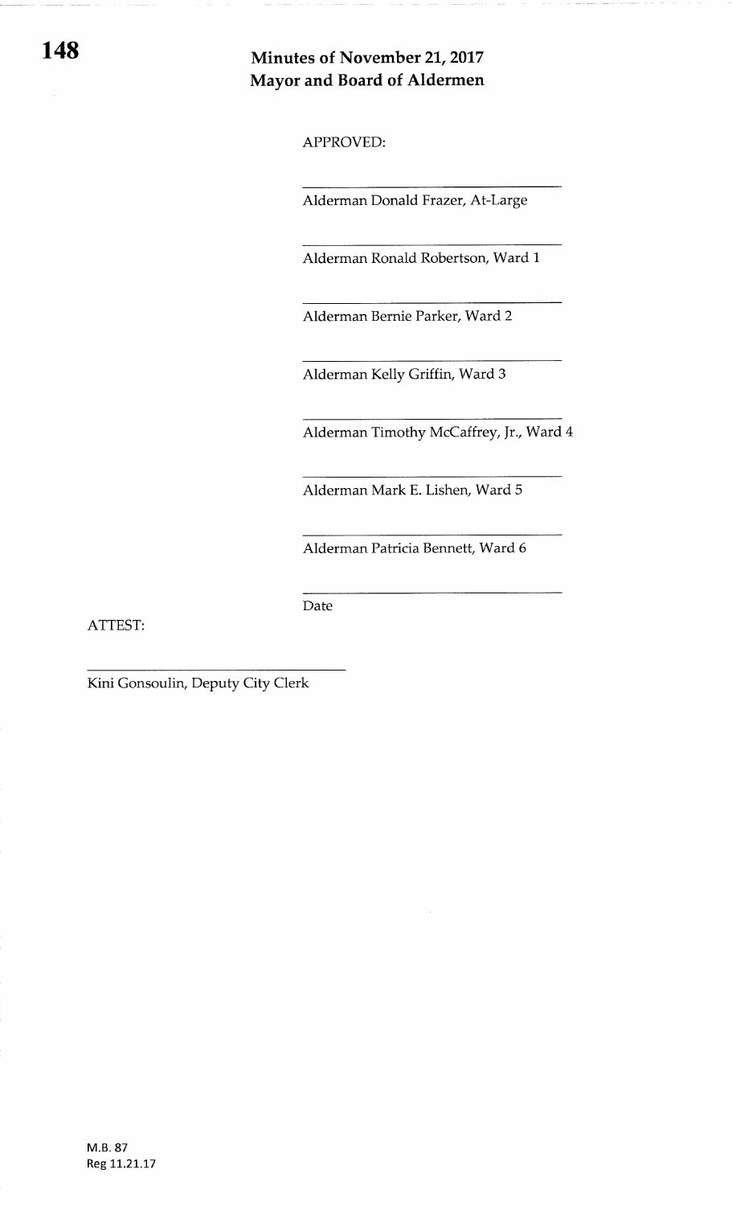## Minutes of November 21, 2017
## Mayor and Board of Aldermen

APPROVED:

\_\_\_\_\_\_\_\_\_\_\_\_\_\_\_\_\_\_\_\_\_\_\_\_\_\_\_\_\_\_\_\_

Alderman Donald Frazer, At-Large

\_\_\_\_\_\_\_\_\_\_\_\_\_\_\_\_\_\_\_\_\_\_\_\_\_\_\_\_\_\_\_\_

Alderman Ronald Robertson, Ward 1

\_\_\_\_\_\_\_\_\_\_\_\_\_\_\_\_\_\_\_\_\_\_\_\_\_\_\_\_\_\_\_\_

Alderman Bernie Parker, Ward 2

\_\_\_\_\_\_\_\_\_\_\_\_\_\_\_\_\_\_\_\_\_\_\_\_\_\_\_\_\_\_\_\_

Alderman Kelly Griffin, Ward 3

\_\_\_\_\_\_\_\_\_\_\_\_\_\_\_\_\_\_\_\_\_\_\_\_\_\_\_\_\_\_\_\_

Alderman Timothy McCaffrey, Jr., Ward 4

\_\_\_\_\_\_\_\_\_\_\_\_\_\_\_\_\_\_\_\_\_\_\_\_\_\_\_\_\_\_\_\_

Alderman Mark E. Lishen, Ward 5

\_\_\_\_\_\_\_\_\_\_\_\_\_\_\_\_\_\_\_\_\_\_\_\_\_\_\_\_\_\_\_\_

Alderman Patricia Bennett, Ward 6

\_\_\_\_\_\_\_\_\_\_\_\_\_\_\_\_\_\_\_\_\_\_\_\_\_\_\_\_\_\_\_\_

Date

ATTEST:

\_\_\_\_\_\_\_\_\_\_\_\_\_\_\_\_\_\_\_\_\_\_\_\_\_\_\_\_\_\_\_\_

Kini Gonsoulin, Deputy City Clerk

M.B. 87
Reg 11.21.17